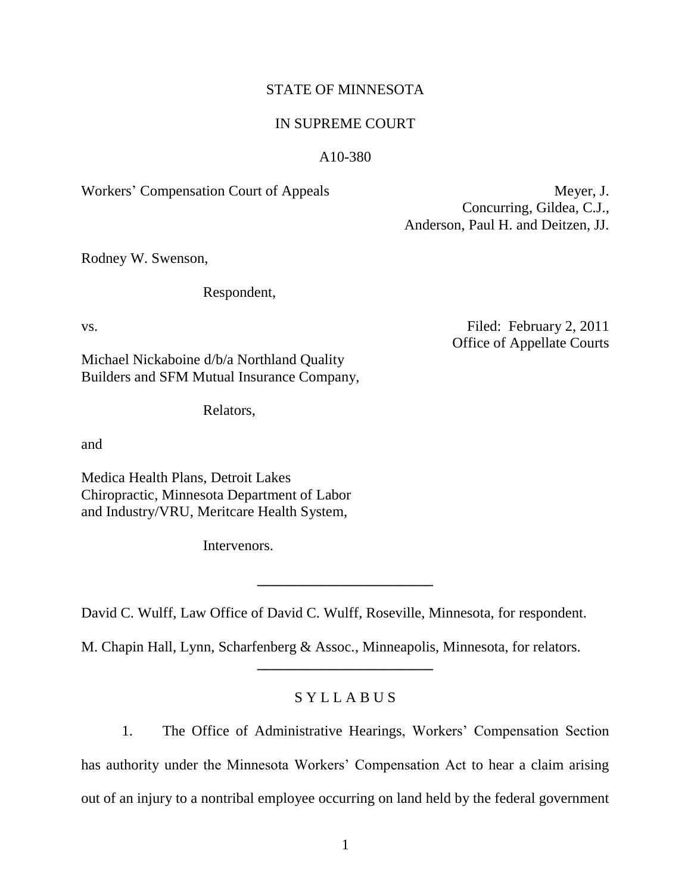STATE OF MINNESOTA

IN SUPREME COURT

A10-380

Workers' Compensation Court of Appeals

Meyer, J.
Concurring, Gildea, C.J.,
Anderson, Paul H. and Deitzen, JJ.

Rodney W. Swenson,

Respondent,

vs.

Filed: February 2, 2011
Office of Appellate Courts

Michael Nickaboine d/b/a Northland Quality Builders and SFM Mutual Insurance Company,

Relators,

and

Medica Health Plans, Detroit Lakes Chiropractic, Minnesota Department of Labor and Industry/VRU, Meritcare Health System,

Intervenors.

---

David C. Wulff, Law Office of David C. Wulff, Roseville, Minnesota, for respondent.

M. Chapin Hall, Lynn, Scharfenberg & Assoc., Minneapolis, Minnesota, for relators.

---

S Y L L A B U S

1. The Office of Administrative Hearings, Workers' Compensation Section has authority under the Minnesota Workers' Compensation Act to hear a claim arising out of an injury to a nontribal employee occurring on land held by the federal government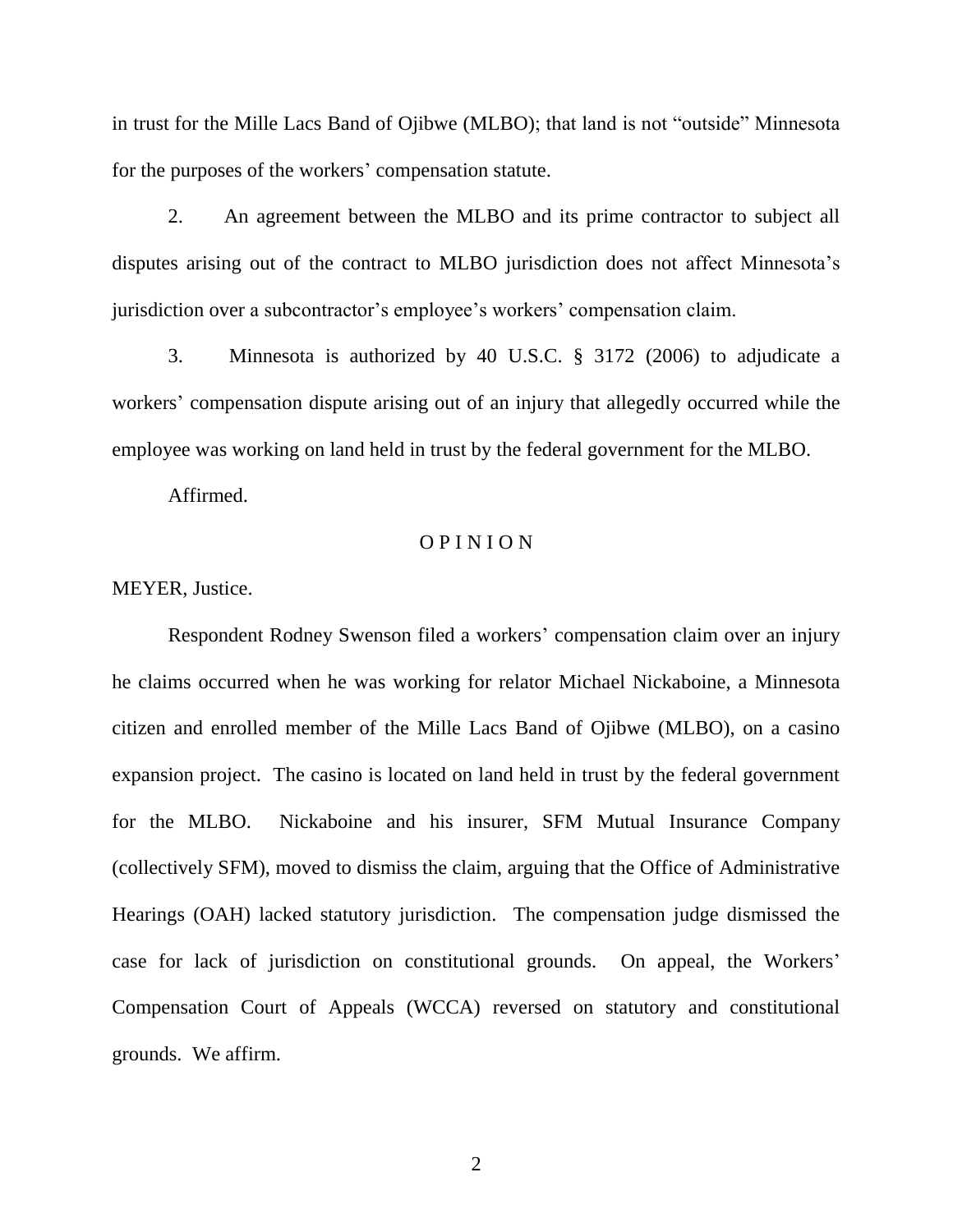in trust for the Mille Lacs Band of Ojibwe (MLBO); that land is not "outside" Minnesota for the purposes of the workers' compensation statute.

2. An agreement between the MLBO and its prime contractor to subject all disputes arising out of the contract to MLBO jurisdiction does not affect Minnesota's jurisdiction over a subcontractor's employee's workers' compensation claim.

3. Minnesota is authorized by 40 U.S.C. § 3172 (2006) to adjudicate a workers' compensation dispute arising out of an injury that allegedly occurred while the employee was working on land held in trust by the federal government for the MLBO.

Affirmed.

## O P I N I O N

MEYER, Justice.

Respondent Rodney Swenson filed a workers' compensation claim over an injury he claims occurred when he was working for relator Michael Nickaboine, a Minnesota citizen and enrolled member of the Mille Lacs Band of Ojibwe (MLBO), on a casino expansion project. The casino is located on land held in trust by the federal government for the MLBO. Nickaboine and his insurer, SFM Mutual Insurance Company (collectively SFM), moved to dismiss the claim, arguing that the Office of Administrative Hearings (OAH) lacked statutory jurisdiction. The compensation judge dismissed the case for lack of jurisdiction on constitutional grounds. On appeal, the Workers' Compensation Court of Appeals (WCCA) reversed on statutory and constitutional grounds. We affirm.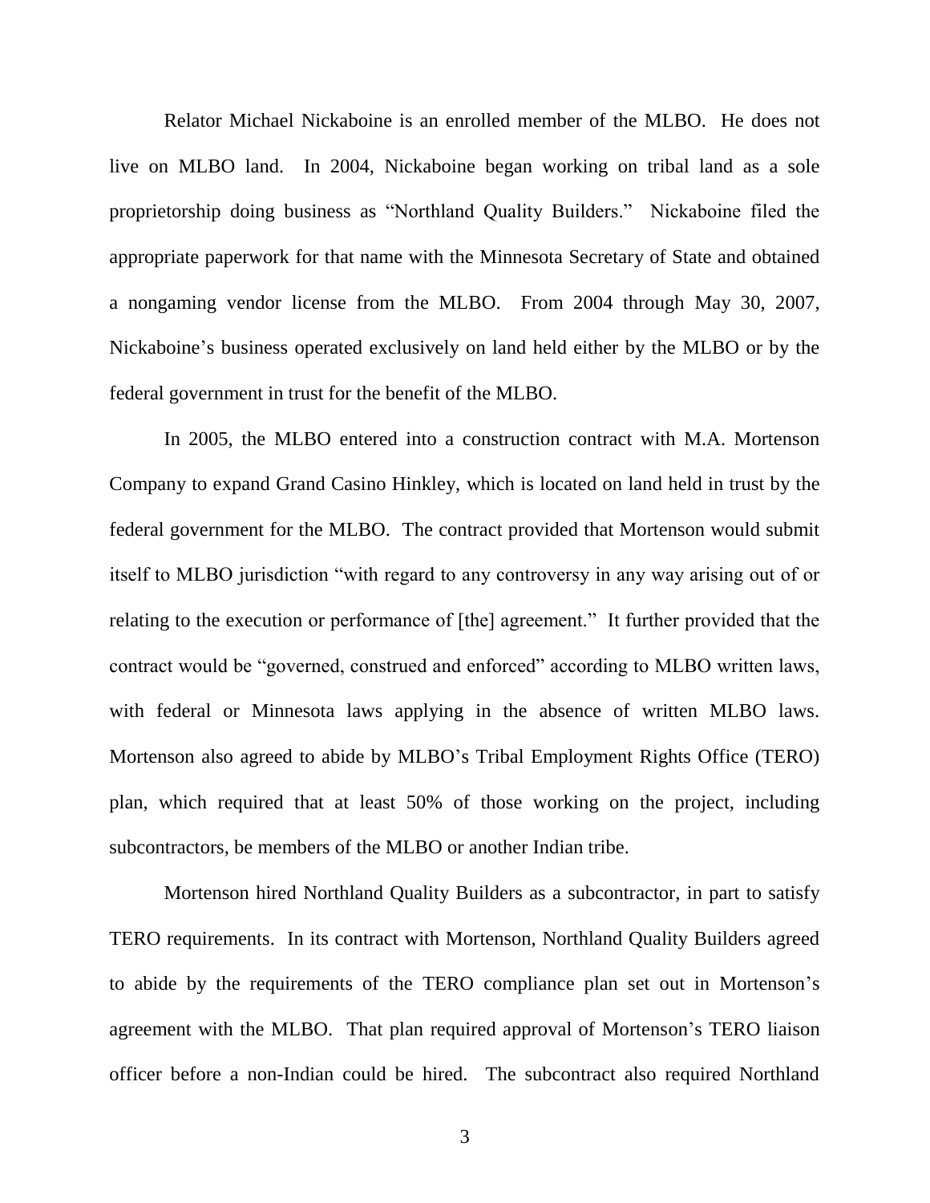Relator Michael Nickaboine is an enrolled member of the MLBO. He does not live on MLBO land. In 2004, Nickaboine began working on tribal land as a sole proprietorship doing business as "Northland Quality Builders." Nickaboine filed the appropriate paperwork for that name with the Minnesota Secretary of State and obtained a nongaming vendor license from the MLBO. From 2004 through May 30, 2007, Nickaboine's business operated exclusively on land held either by the MLBO or by the federal government in trust for the benefit of the MLBO.

In 2005, the MLBO entered into a construction contract with M.A. Mortenson Company to expand Grand Casino Hinkley, which is located on land held in trust by the federal government for the MLBO. The contract provided that Mortenson would submit itself to MLBO jurisdiction "with regard to any controversy in any way arising out of or relating to the execution or performance of [the] agreement." It further provided that the contract would be "governed, construed and enforced" according to MLBO written laws, with federal or Minnesota laws applying in the absence of written MLBO laws. Mortenson also agreed to abide by MLBO's Tribal Employment Rights Office (TERO) plan, which required that at least 50% of those working on the project, including subcontractors, be members of the MLBO or another Indian tribe.

Mortenson hired Northland Quality Builders as a subcontractor, in part to satisfy TERO requirements. In its contract with Mortenson, Northland Quality Builders agreed to abide by the requirements of the TERO compliance plan set out in Mortenson's agreement with the MLBO. That plan required approval of Mortenson's TERO liaison officer before a non-Indian could be hired. The subcontract also required Northland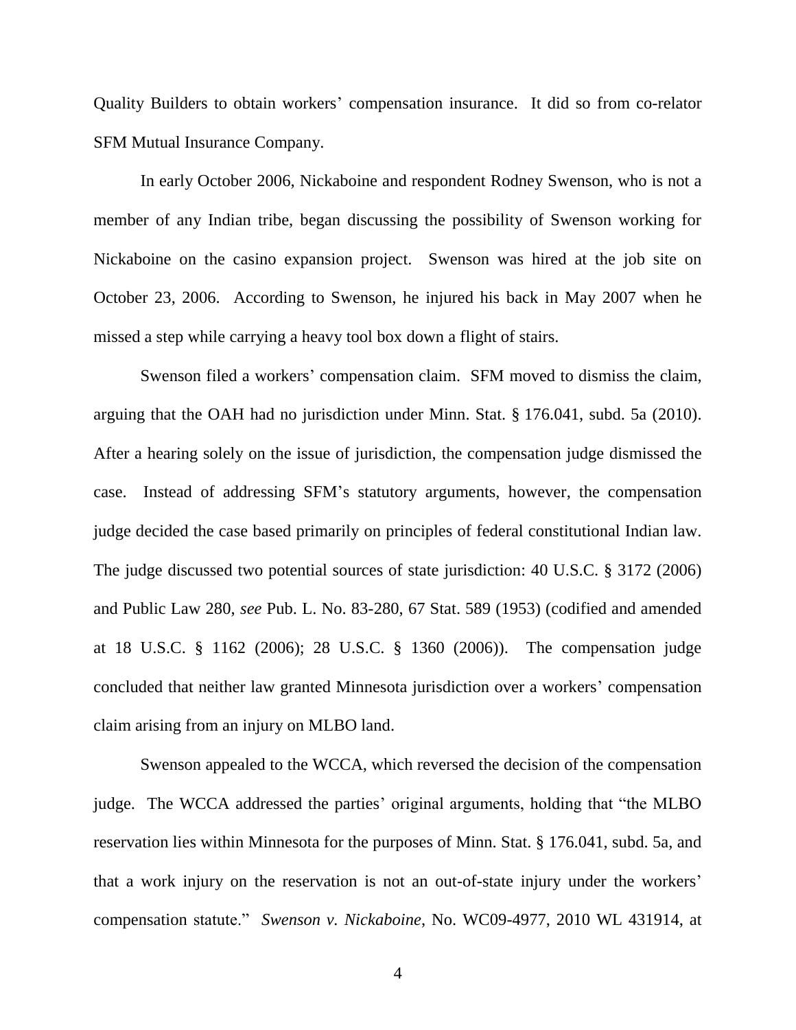Quality Builders to obtain workers' compensation insurance. It did so from co-relator SFM Mutual Insurance Company.

In early October 2006, Nickaboine and respondent Rodney Swenson, who is not a member of any Indian tribe, began discussing the possibility of Swenson working for Nickaboine on the casino expansion project. Swenson was hired at the job site on October 23, 2006. According to Swenson, he injured his back in May 2007 when he missed a step while carrying a heavy tool box down a flight of stairs.

Swenson filed a workers' compensation claim. SFM moved to dismiss the claim, arguing that the OAH had no jurisdiction under Minn. Stat. § 176.041, subd. 5a (2010). After a hearing solely on the issue of jurisdiction, the compensation judge dismissed the case. Instead of addressing SFM's statutory arguments, however, the compensation judge decided the case based primarily on principles of federal constitutional Indian law. The judge discussed two potential sources of state jurisdiction: 40 U.S.C. § 3172 (2006) and Public Law 280, *see* Pub. L. No. 83-280, 67 Stat. 589 (1953) (codified and amended at 18 U.S.C. § 1162 (2006); 28 U.S.C. § 1360 (2006)). The compensation judge concluded that neither law granted Minnesota jurisdiction over a workers' compensation claim arising from an injury on MLBO land.

Swenson appealed to the WCCA, which reversed the decision of the compensation judge. The WCCA addressed the parties' original arguments, holding that "the MLBO reservation lies within Minnesota for the purposes of Minn. Stat. § 176.041, subd. 5a, and that a work injury on the reservation is not an out-of-state injury under the workers' compensation statute." *Swenson v. Nickaboine*, No. WC09-4977, 2010 WL 431914, at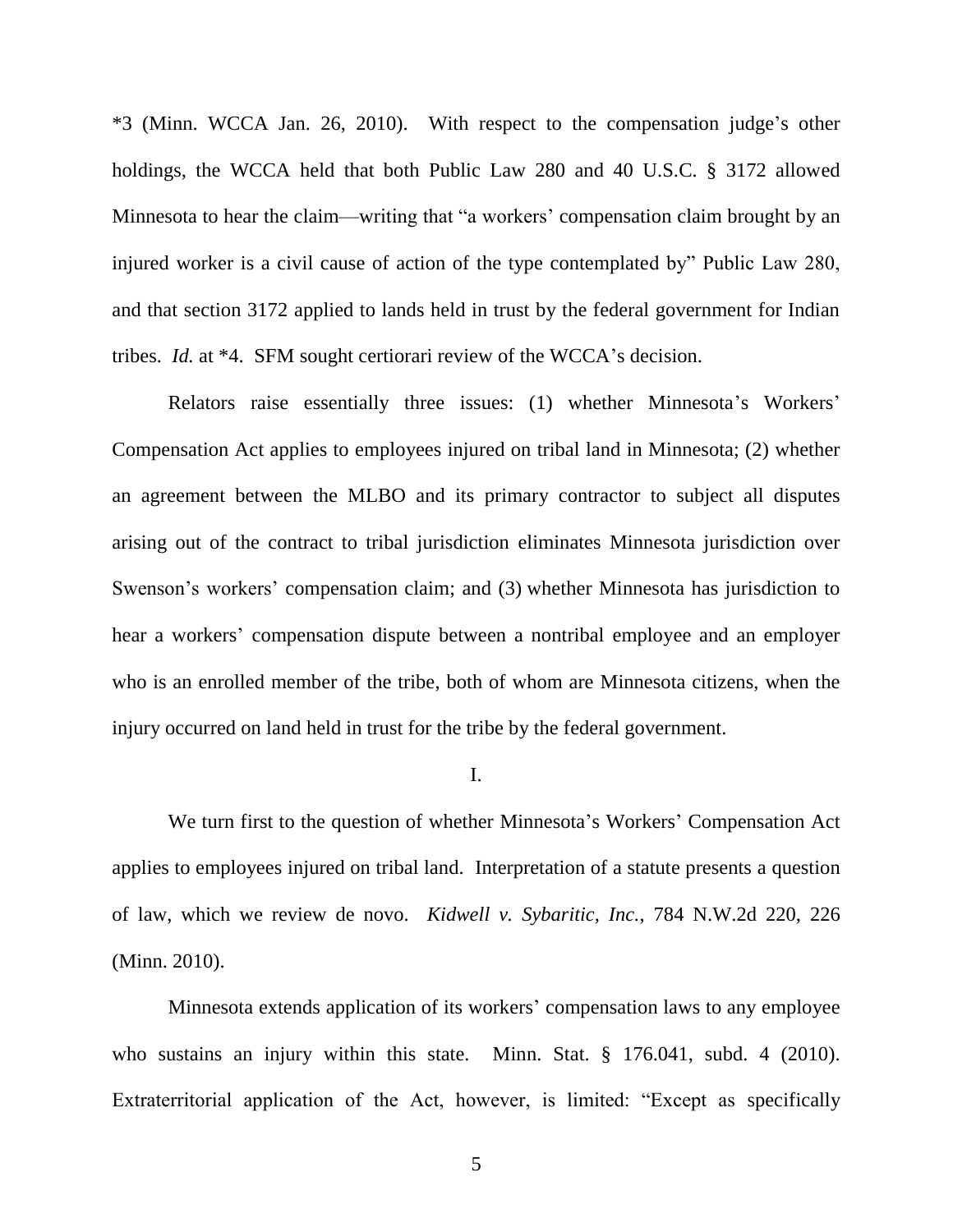*3 (Minn. WCCA Jan. 26, 2010). With respect to the compensation judge's other holdings, the WCCA held that both Public Law 280 and 40 U.S.C. § 3172 allowed Minnesota to hear the claim—writing that "a workers' compensation claim brought by an injured worker is a civil cause of action of the type contemplated by" Public Law 280, and that section 3172 applied to lands held in trust by the federal government for Indian tribes. *Id.* at *4. SFM sought certiorari review of the WCCA's decision.

Relators raise essentially three issues: (1) whether Minnesota's Workers' Compensation Act applies to employees injured on tribal land in Minnesota; (2) whether an agreement between the MLBO and its primary contractor to subject all disputes arising out of the contract to tribal jurisdiction eliminates Minnesota jurisdiction over Swenson's workers' compensation claim; and (3) whether Minnesota has jurisdiction to hear a workers' compensation dispute between a nontribal employee and an employer who is an enrolled member of the tribe, both of whom are Minnesota citizens, when the injury occurred on land held in trust for the tribe by the federal government.

I.

We turn first to the question of whether Minnesota's Workers' Compensation Act applies to employees injured on tribal land. Interpretation of a statute presents a question of law, which we review de novo. *Kidwell v. Sybaritic, Inc.*, 784 N.W.2d 220, 226 (Minn. 2010).

Minnesota extends application of its workers' compensation laws to any employee who sustains an injury within this state. Minn. Stat. § 176.041, subd. 4 (2010). Extraterritorial application of the Act, however, is limited: "Except as specifically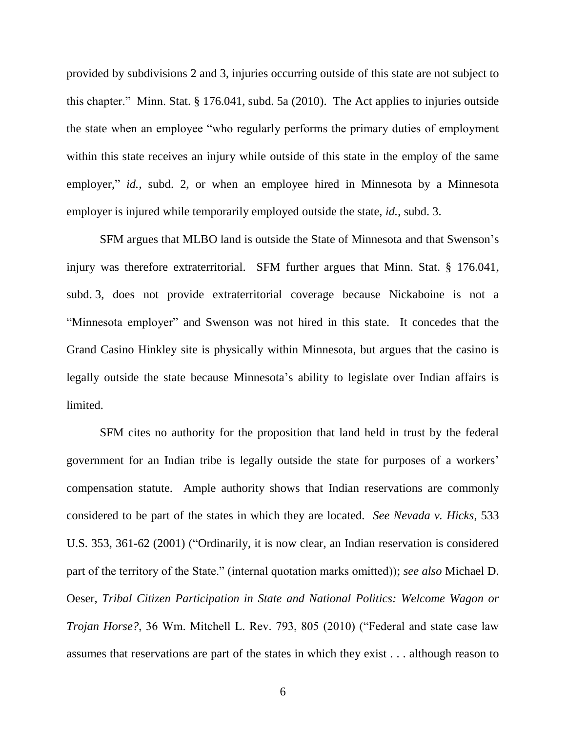provided by subdivisions 2 and 3, injuries occurring outside of this state are not subject to this chapter." Minn. Stat. § 176.041, subd. 5a (2010). The Act applies to injuries outside the state when an employee "who regularly performs the primary duties of employment within this state receives an injury while outside of this state in the employ of the same employer," *id.*, subd. 2, or when an employee hired in Minnesota by a Minnesota employer is injured while temporarily employed outside the state, *id.*, subd. 3.

SFM argues that MLBO land is outside the State of Minnesota and that Swenson's injury was therefore extraterritorial. SFM further argues that Minn. Stat. § 176.041, subd. 3, does not provide extraterritorial coverage because Nickaboine is not a "Minnesota employer" and Swenson was not hired in this state. It concedes that the Grand Casino Hinkley site is physically within Minnesota, but argues that the casino is legally outside the state because Minnesota's ability to legislate over Indian affairs is limited.

SFM cites no authority for the proposition that land held in trust by the federal government for an Indian tribe is legally outside the state for purposes of a workers' compensation statute. Ample authority shows that Indian reservations are commonly considered to be part of the states in which they are located. *See Nevada v. Hicks*, 533 U.S. 353, 361-62 (2001) ("Ordinarily, it is now clear, an Indian reservation is considered part of the territory of the State." (internal quotation marks omitted)); *see also* Michael D. Oeser, *Tribal Citizen Participation in State and National Politics: Welcome Wagon or Trojan Horse?*, 36 Wm. Mitchell L. Rev. 793, 805 (2010) ("Federal and state case law assumes that reservations are part of the states in which they exist . . . although reason to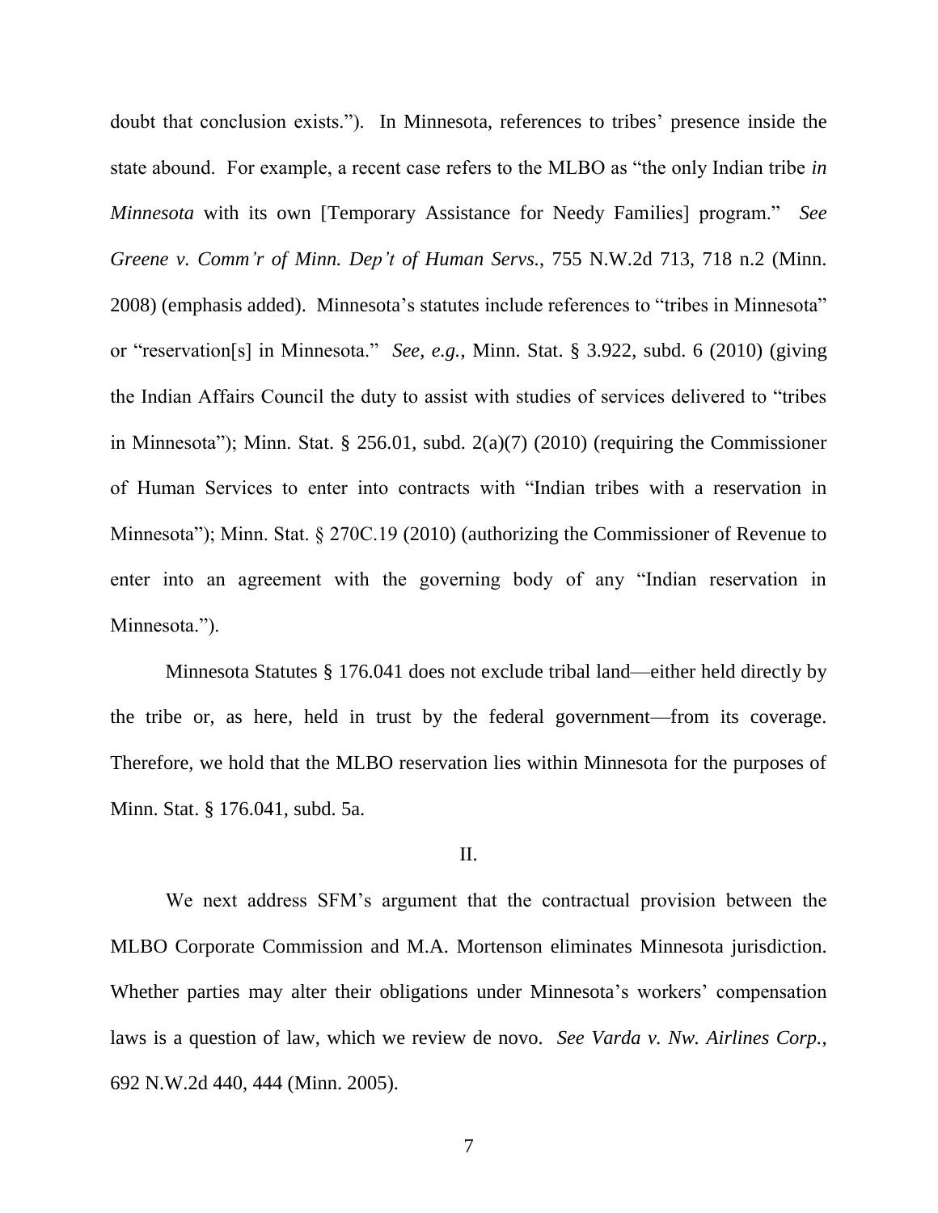doubt that conclusion exists."). In Minnesota, references to tribes' presence inside the state abound. For example, a recent case refers to the MLBO as "the only Indian tribe *in Minnesota* with its own [Temporary Assistance for Needy Families] program." *See Greene v. Comm'r of Minn. Dep't of Human Servs.*, 755 N.W.2d 713, 718 n.2 (Minn. 2008) (emphasis added). Minnesota's statutes include references to "tribes in Minnesota" or "reservation[s] in Minnesota." *See, e.g.*, Minn. Stat. § 3.922, subd. 6 (2010) (giving the Indian Affairs Council the duty to assist with studies of services delivered to "tribes in Minnesota"); Minn. Stat. § 256.01, subd. 2(a)(7) (2010) (requiring the Commissioner of Human Services to enter into contracts with "Indian tribes with a reservation in Minnesota"); Minn. Stat. § 270C.19 (2010) (authorizing the Commissioner of Revenue to enter into an agreement with the governing body of any "Indian reservation in Minnesota.").

Minnesota Statutes § 176.041 does not exclude tribal land—either held directly by the tribe or, as here, held in trust by the federal government—from its coverage. Therefore, we hold that the MLBO reservation lies within Minnesota for the purposes of Minn. Stat. § 176.041, subd. 5a.

II.

We next address SFM's argument that the contractual provision between the MLBO Corporate Commission and M.A. Mortenson eliminates Minnesota jurisdiction. Whether parties may alter their obligations under Minnesota's workers' compensation laws is a question of law, which we review de novo. *See Varda v. Nw. Airlines Corp.*, 692 N.W.2d 440, 444 (Minn. 2005).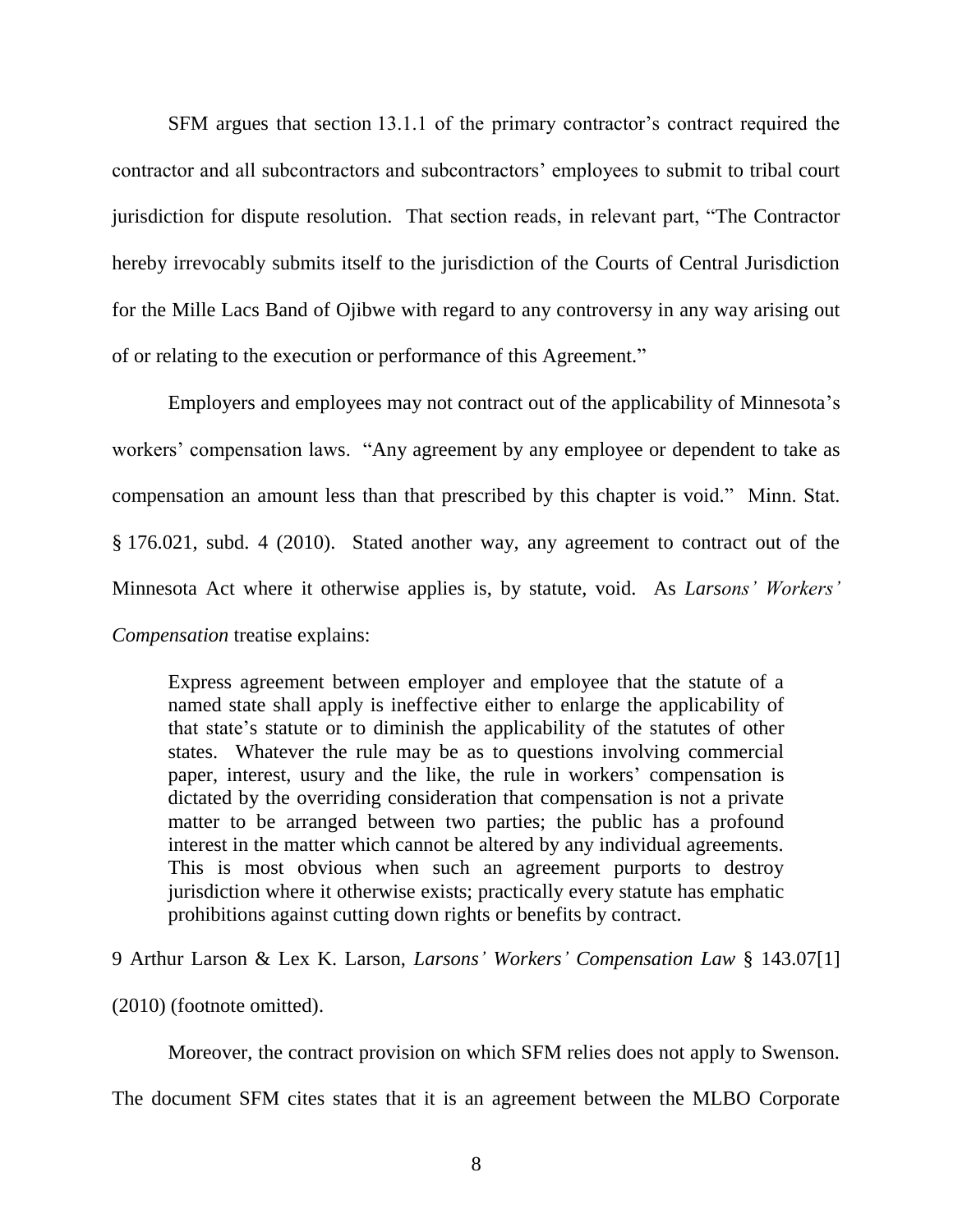SFM argues that section 13.1.1 of the primary contractor's contract required the contractor and all subcontractors and subcontractors' employees to submit to tribal court jurisdiction for dispute resolution. That section reads, in relevant part, "The Contractor hereby irrevocably submits itself to the jurisdiction of the Courts of Central Jurisdiction for the Mille Lacs Band of Ojibwe with regard to any controversy in any way arising out of or relating to the execution or performance of this Agreement."

Employers and employees may not contract out of the applicability of Minnesota's workers' compensation laws. "Any agreement by any employee or dependent to take as compensation an amount less than that prescribed by this chapter is void." Minn. Stat. § 176.021, subd. 4 (2010). Stated another way, any agreement to contract out of the Minnesota Act where it otherwise applies is, by statute, void. As *Larsons' Workers' Compensation* treatise explains:

> Express agreement between employer and employee that the statute of a named state shall apply is ineffective either to enlarge the applicability of that state's statute or to diminish the applicability of the statutes of other states. Whatever the rule may be as to questions involving commercial paper, interest, usury and the like, the rule in workers' compensation is dictated by the overriding consideration that compensation is not a private matter to be arranged between two parties; the public has a profound interest in the matter which cannot be altered by any individual agreements. This is most obvious when such an agreement purports to destroy jurisdiction where it otherwise exists; practically every statute has emphatic prohibitions against cutting down rights or benefits by contract.

9 Arthur Larson & Lex K. Larson, *Larsons' Workers' Compensation Law* § 143.07[1] (2010) (footnote omitted).

Moreover, the contract provision on which SFM relies does not apply to Swenson. The document SFM cites states that it is an agreement between the MLBO Corporate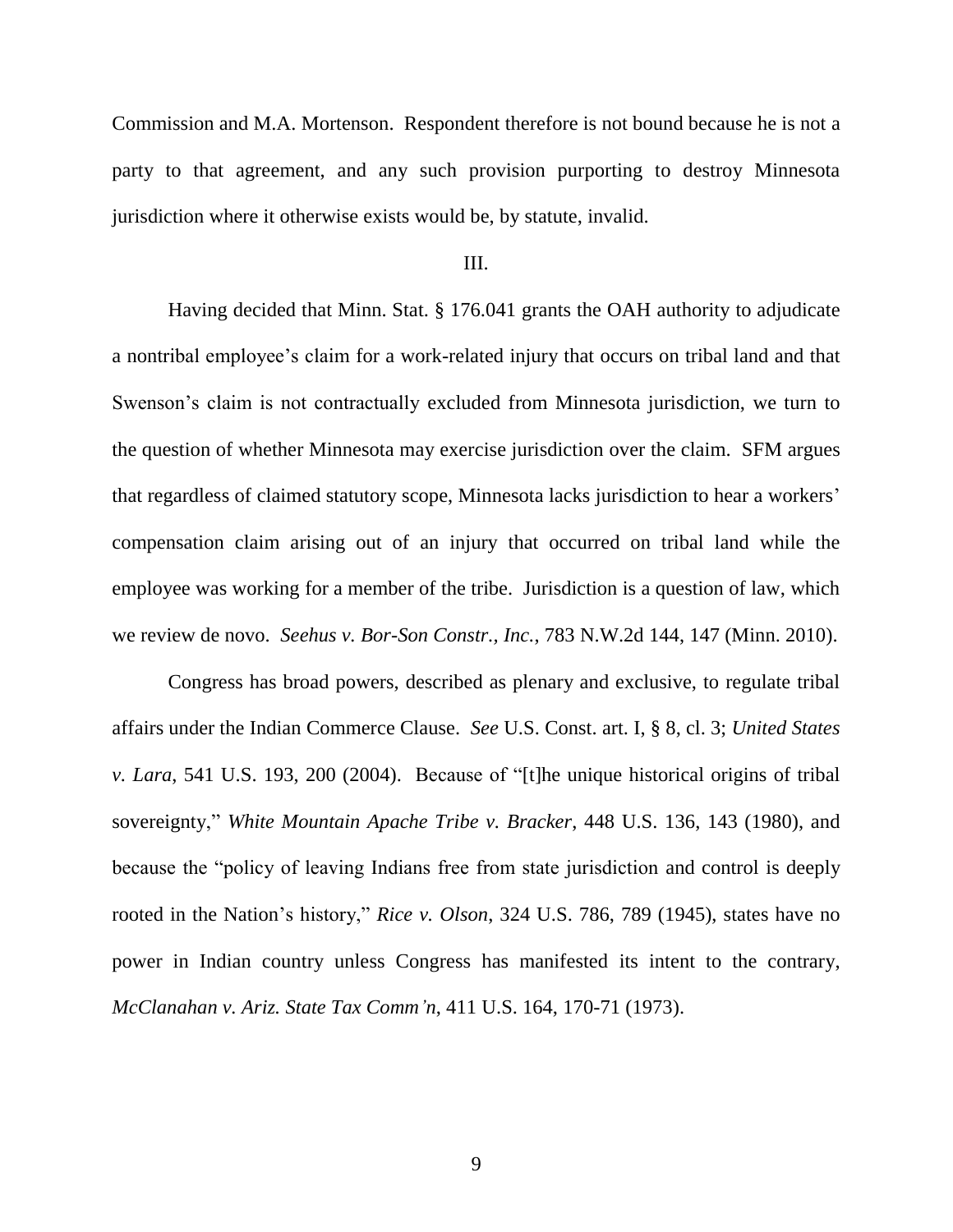Commission and M.A. Mortenson. Respondent therefore is not bound because he is not a party to that agreement, and any such provision purporting to destroy Minnesota jurisdiction where it otherwise exists would be, by statute, invalid.

III.

Having decided that Minn. Stat. § 176.041 grants the OAH authority to adjudicate a nontribal employee's claim for a work-related injury that occurs on tribal land and that Swenson's claim is not contractually excluded from Minnesota jurisdiction, we turn to the question of whether Minnesota may exercise jurisdiction over the claim. SFM argues that regardless of claimed statutory scope, Minnesota lacks jurisdiction to hear a workers' compensation claim arising out of an injury that occurred on tribal land while the employee was working for a member of the tribe. Jurisdiction is a question of law, which we review de novo. *Seehus v. Bor-Son Constr., Inc.*, 783 N.W.2d 144, 147 (Minn. 2010).

Congress has broad powers, described as plenary and exclusive, to regulate tribal affairs under the Indian Commerce Clause. *See* U.S. Const. art. I, § 8, cl. 3; *United States v. Lara*, 541 U.S. 193, 200 (2004). Because of "[t]he unique historical origins of tribal sovereignty," *White Mountain Apache Tribe v. Bracker*, 448 U.S. 136, 143 (1980), and because the "policy of leaving Indians free from state jurisdiction and control is deeply rooted in the Nation's history," *Rice v. Olson*, 324 U.S. 786, 789 (1945), states have no power in Indian country unless Congress has manifested its intent to the contrary, *McClanahan v. Ariz. State Tax Comm'n*, 411 U.S. 164, 170-71 (1973).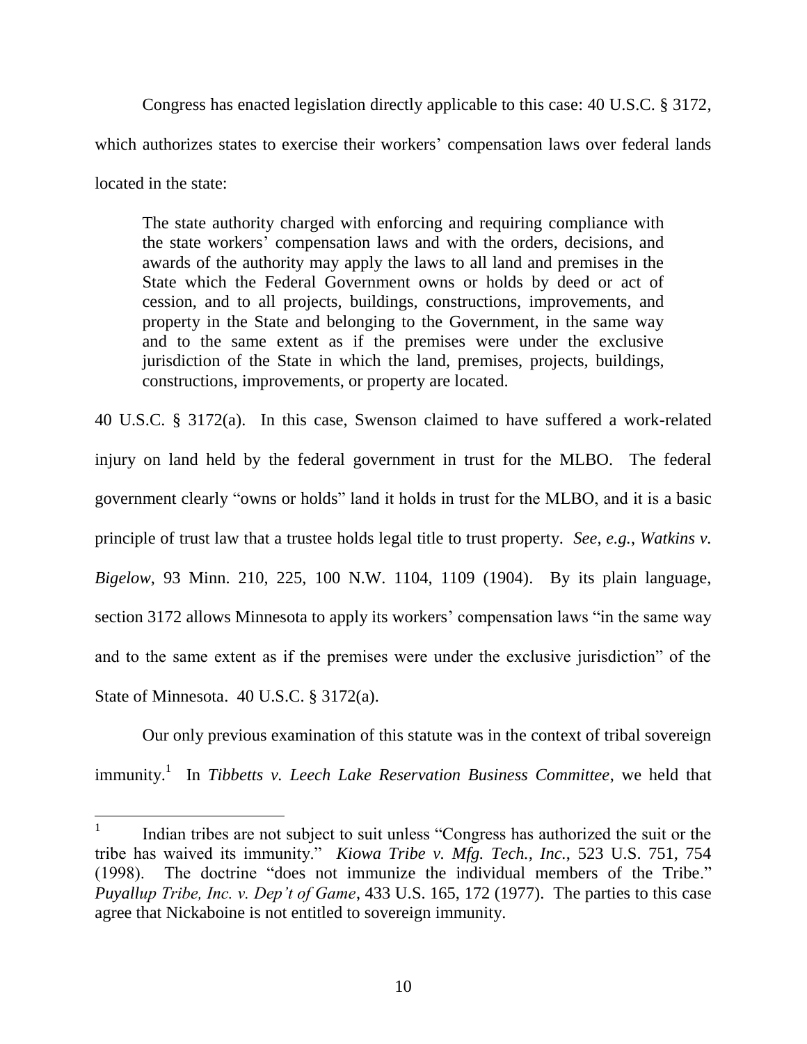Congress has enacted legislation directly applicable to this case: 40 U.S.C. § 3172, which authorizes states to exercise their workers' compensation laws over federal lands located in the state:

> The state authority charged with enforcing and requiring compliance with the state workers' compensation laws and with the orders, decisions, and awards of the authority may apply the laws to all land and premises in the State which the Federal Government owns or holds by deed or act of cession, and to all projects, buildings, constructions, improvements, and property in the State and belonging to the Government, in the same way and to the same extent as if the premises were under the exclusive jurisdiction of the State in which the land, premises, projects, buildings, constructions, improvements, or property are located.

40 U.S.C. § 3172(a). In this case, Swenson claimed to have suffered a work-related injury on land held by the federal government in trust for the MLBO. The federal government clearly "owns or holds" land it holds in trust for the MLBO, and it is a basic principle of trust law that a trustee holds legal title to trust property. *See, e.g.*, *Watkins v. Bigelow*, 93 Minn. 210, 225, 100 N.W. 1104, 1109 (1904). By its plain language, section 3172 allows Minnesota to apply its workers' compensation laws "in the same way and to the same extent as if the premises were under the exclusive jurisdiction" of the State of Minnesota. 40 U.S.C. § 3172(a).

Our only previous examination of this statute was in the context of tribal sovereign immunity.[1] In *Tibbetts v. Leech Lake Reservation Business Committee*, we held that

---

[1] Indian tribes are not subject to suit unless "Congress has authorized the suit or the tribe has waived its immunity." *Kiowa Tribe v. Mfg. Tech., Inc.*, 523 U.S. 751, 754 (1998). The doctrine "does not immunize the individual members of the Tribe." *Puyallup Tribe, Inc. v. Dep't of Game*, 433 U.S. 165, 172 (1977). The parties to this case agree that Nickaboine is not entitled to sovereign immunity.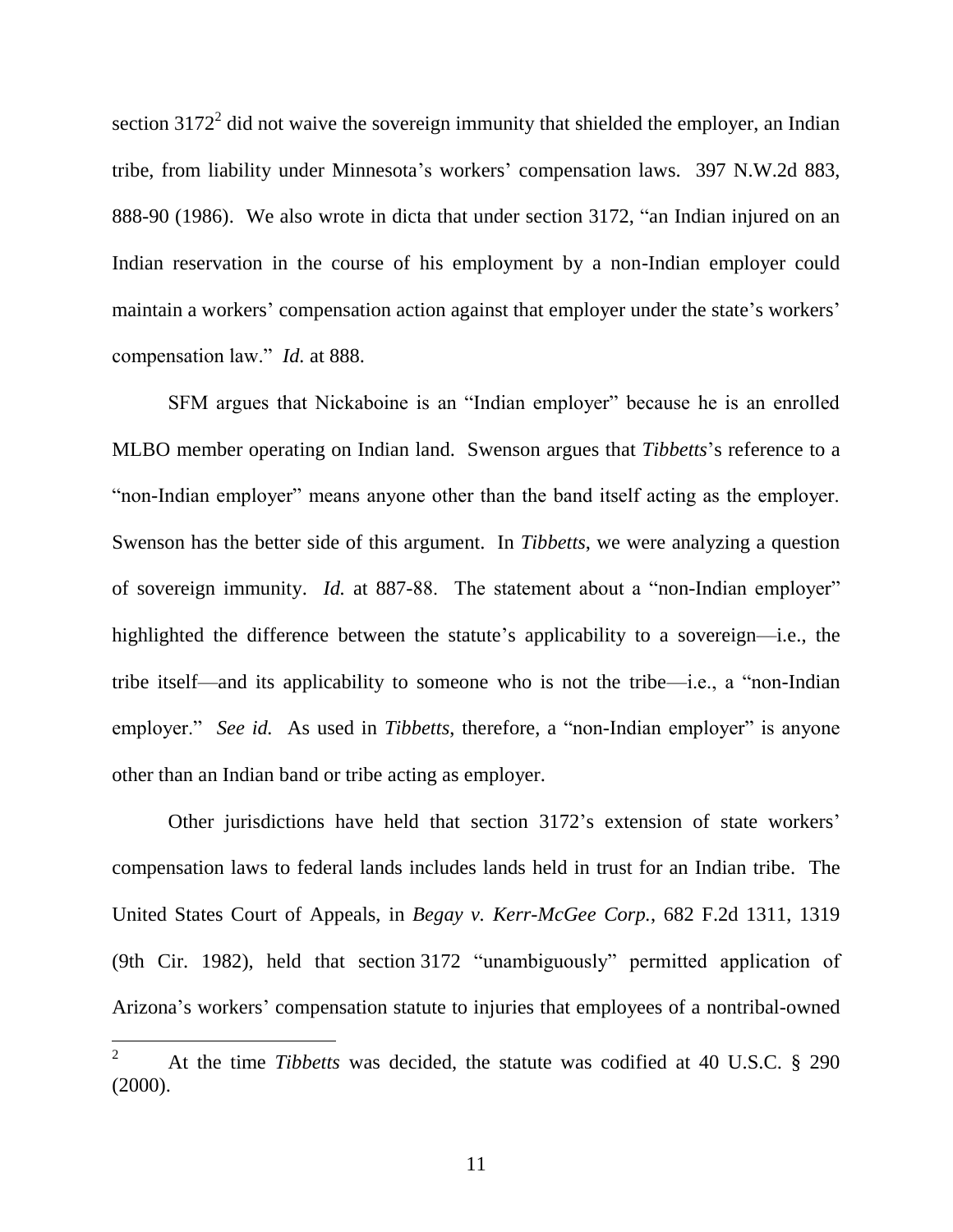section 3172[2] did not waive the sovereign immunity that shielded the employer, an Indian tribe, from liability under Minnesota's workers' compensation laws. 397 N.W.2d 883, 888-90 (1986). We also wrote in dicta that under section 3172, "an Indian injured on an Indian reservation in the course of his employment by a non-Indian employer could maintain a workers' compensation action against that employer under the state's workers' compensation law." *Id.* at 888.

SFM argues that Nickaboine is an "Indian employer" because he is an enrolled MLBO member operating on Indian land. Swenson argues that *Tibbetts*'s reference to a "non-Indian employer" means anyone other than the band itself acting as the employer. Swenson has the better side of this argument. In *Tibbetts*, we were analyzing a question of sovereign immunity. *Id.* at 887-88. The statement about a "non-Indian employer" highlighted the difference between the statute's applicability to a sovereign—i.e., the tribe itself—and its applicability to someone who is not the tribe—i.e., a "non-Indian employer." *See id.* As used in *Tibbetts*, therefore, a "non-Indian employer" is anyone other than an Indian band or tribe acting as employer.

Other jurisdictions have held that section 3172's extension of state workers' compensation laws to federal lands includes lands held in trust for an Indian tribe. The United States Court of Appeals, in *Begay v. Kerr-McGee Corp.*, 682 F.2d 1311, 1319 (9th Cir. 1982), held that section 3172 "unambiguously" permitted application of Arizona's workers' compensation statute to injuries that employees of a nontribal-owned

[2] At the time *Tibbetts* was decided, the statute was codified at 40 U.S.C. § 290 (2000).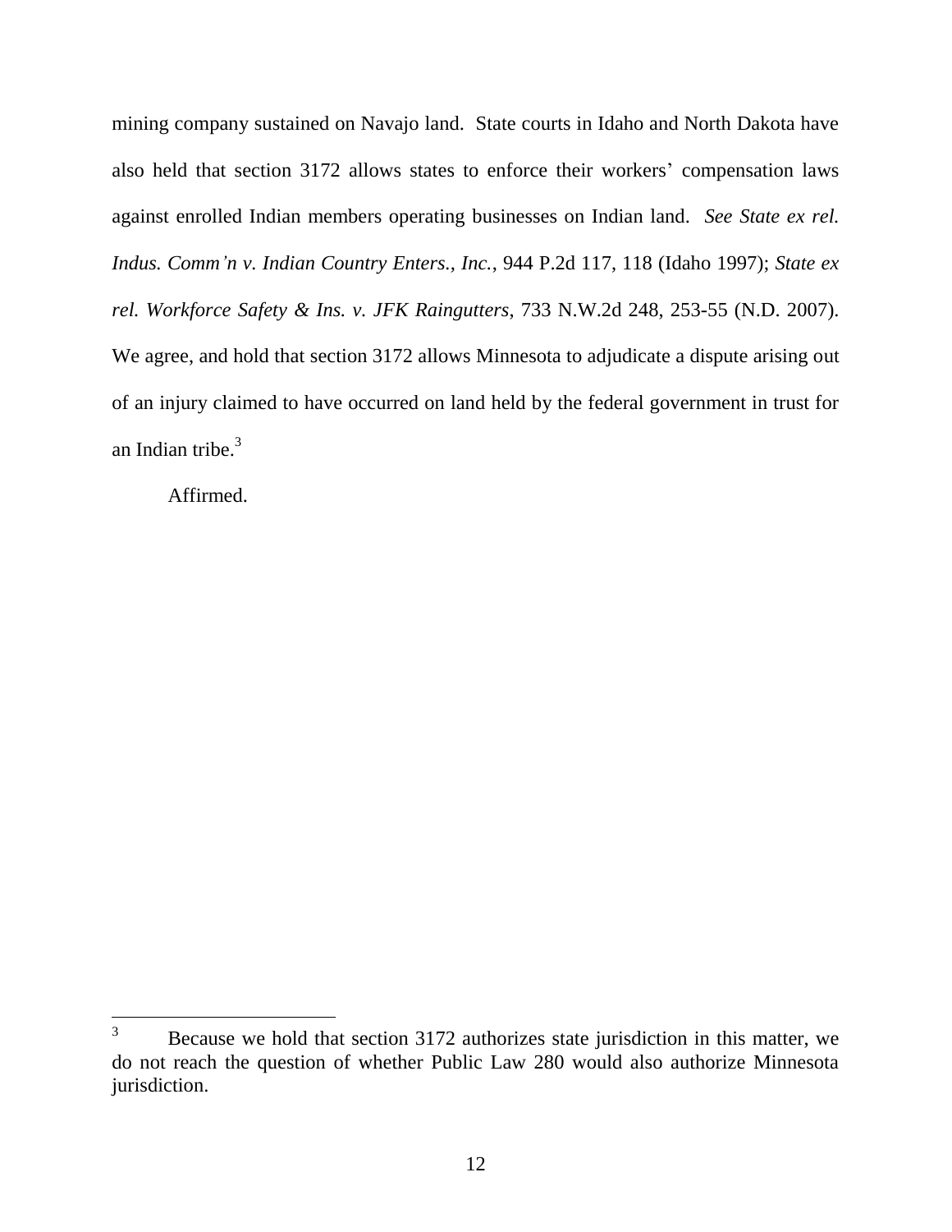mining company sustained on Navajo land. State courts in Idaho and North Dakota have also held that section 3172 allows states to enforce their workers' compensation laws against enrolled Indian members operating businesses on Indian land. *See State ex rel. Indus. Comm'n v. Indian Country Enters., Inc.*, 944 P.2d 117, 118 (Idaho 1997); *State ex rel. Workforce Safety & Ins. v. JFK Raingutters*, 733 N.W.2d 248, 253-55 (N.D. 2007). We agree, and hold that section 3172 allows Minnesota to adjudicate a dispute arising out of an injury claimed to have occurred on land held by the federal government in trust for an Indian tribe.[3]

Affirmed.

---

[3] Because we hold that section 3172 authorizes state jurisdiction in this matter, we do not reach the question of whether Public Law 280 would also authorize Minnesota jurisdiction.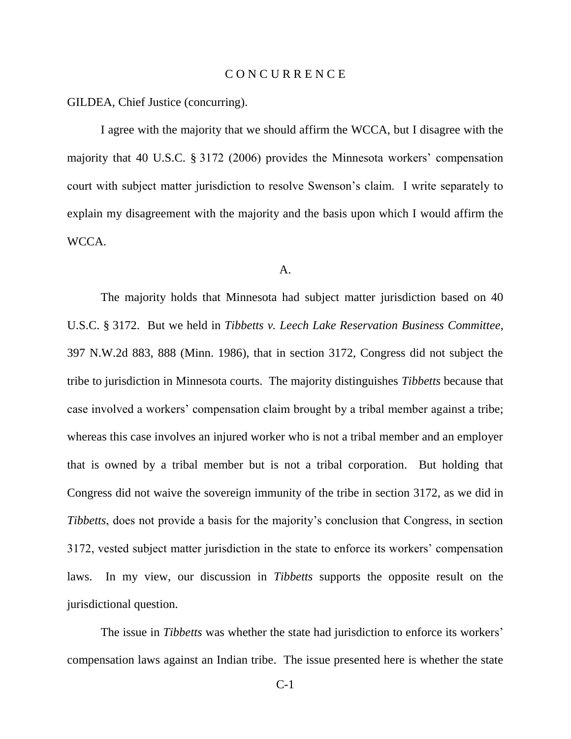# C O N C U R R E N C E

GILDEA, Chief Justice (concurring).

I agree with the majority that we should affirm the WCCA, but I disagree with the majority that 40 U.S.C. § 3172 (2006) provides the Minnesota workers' compensation court with subject matter jurisdiction to resolve Swenson's claim. I write separately to explain my disagreement with the majority and the basis upon which I would affirm the WCCA.

## A.

The majority holds that Minnesota had subject matter jurisdiction based on 40 U.S.C. § 3172. But we held in *Tibbetts v. Leech Lake Reservation Business Committee*, 397 N.W.2d 883, 888 (Minn. 1986), that in section 3172, Congress did not subject the tribe to jurisdiction in Minnesota courts. The majority distinguishes *Tibbetts* because that case involved a workers' compensation claim brought by a tribal member against a tribe; whereas this case involves an injured worker who is not a tribal member and an employer that is owned by a tribal member but is not a tribal corporation. But holding that Congress did not waive the sovereign immunity of the tribe in section 3172, as we did in *Tibbetts*, does not provide a basis for the majority's conclusion that Congress, in section 3172, vested subject matter jurisdiction in the state to enforce its workers' compensation laws. In my view, our discussion in *Tibbetts* supports the opposite result on the jurisdictional question.

The issue in *Tibbetts* was whether the state had jurisdiction to enforce its workers' compensation laws against an Indian tribe. The issue presented here is whether the state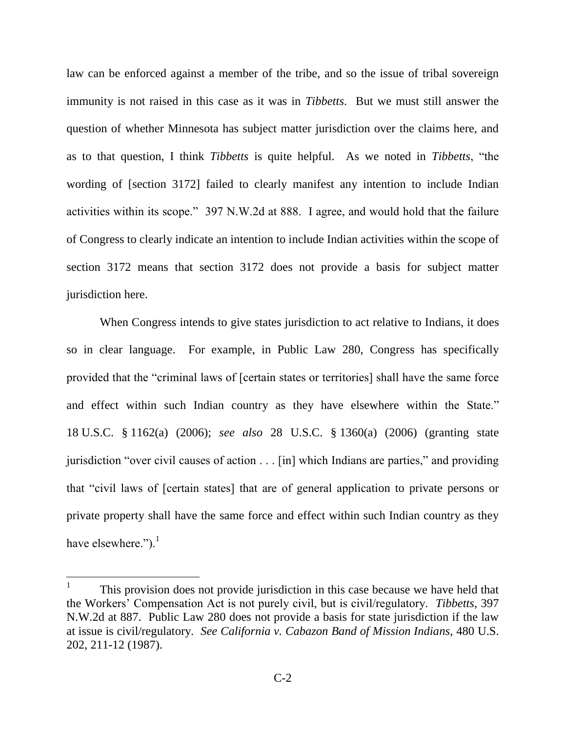law can be enforced against a member of the tribe, and so the issue of tribal sovereign immunity is not raised in this case as it was in *Tibbetts*. But we must still answer the question of whether Minnesota has subject matter jurisdiction over the claims here, and as to that question, I think *Tibbetts* is quite helpful. As we noted in *Tibbetts*, "the wording of [section 3172] failed to clearly manifest any intention to include Indian activities within its scope." 397 N.W.2d at 888. I agree, and would hold that the failure of Congress to clearly indicate an intention to include Indian activities within the scope of section 3172 means that section 3172 does not provide a basis for subject matter jurisdiction here.

When Congress intends to give states jurisdiction to act relative to Indians, it does so in clear language. For example, in Public Law 280, Congress has specifically provided that the "criminal laws of [certain states or territories] shall have the same force and effect within such Indian country as they have elsewhere within the State." 18 U.S.C. § 1162(a) (2006); *see also* 28 U.S.C. § 1360(a) (2006) (granting state jurisdiction "over civil causes of action . . . [in] which Indians are parties," and providing that "civil laws of [certain states] that are of general application to private persons or private property shall have the same force and effect within such Indian country as they have elsewhere.").[1]

---

[1] This provision does not provide jurisdiction in this case because we have held that the Workers' Compensation Act is not purely civil, but is civil/regulatory. *Tibbetts*, 397 N.W.2d at 887. Public Law 280 does not provide a basis for state jurisdiction if the law at issue is civil/regulatory. *See California v. Cabazon Band of Mission Indians*, 480 U.S. 202, 211-12 (1987).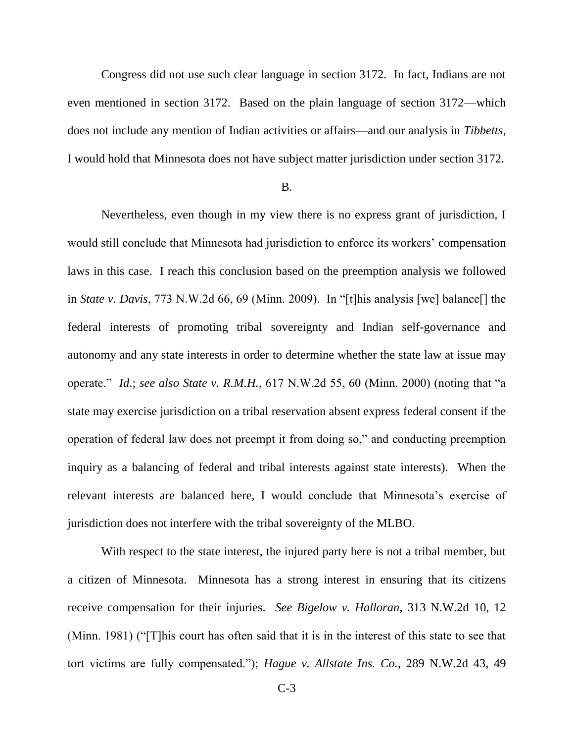Congress did not use such clear language in section 3172. In fact, Indians are not even mentioned in section 3172. Based on the plain language of section 3172—which does not include any mention of Indian activities or affairs—and our analysis in *Tibbetts*, I would hold that Minnesota does not have subject matter jurisdiction under section 3172.

B.

Nevertheless, even though in my view there is no express grant of jurisdiction, I would still conclude that Minnesota had jurisdiction to enforce its workers' compensation laws in this case. I reach this conclusion based on the preemption analysis we followed in *State v. Davis*, 773 N.W.2d 66, 69 (Minn. 2009). In "[t]his analysis [we] balance[] the federal interests of promoting tribal sovereignty and Indian self-governance and autonomy and any state interests in order to determine whether the state law at issue may operate." *Id.*; *see also State v. R.M.H.*, 617 N.W.2d 55, 60 (Minn. 2000) (noting that "a state may exercise jurisdiction on a tribal reservation absent express federal consent if the operation of federal law does not preempt it from doing so," and conducting preemption inquiry as a balancing of federal and tribal interests against state interests). When the relevant interests are balanced here, I would conclude that Minnesota's exercise of jurisdiction does not interfere with the tribal sovereignty of the MLBO.

With respect to the state interest, the injured party here is not a tribal member, but a citizen of Minnesota. Minnesota has a strong interest in ensuring that its citizens receive compensation for their injuries. *See Bigelow v. Halloran*, 313 N.W.2d 10, 12 (Minn. 1981) ("[T]his court has often said that it is in the interest of this state to see that tort victims are fully compensated."); *Hague v. Allstate Ins. Co.*, 289 N.W.2d 43, 49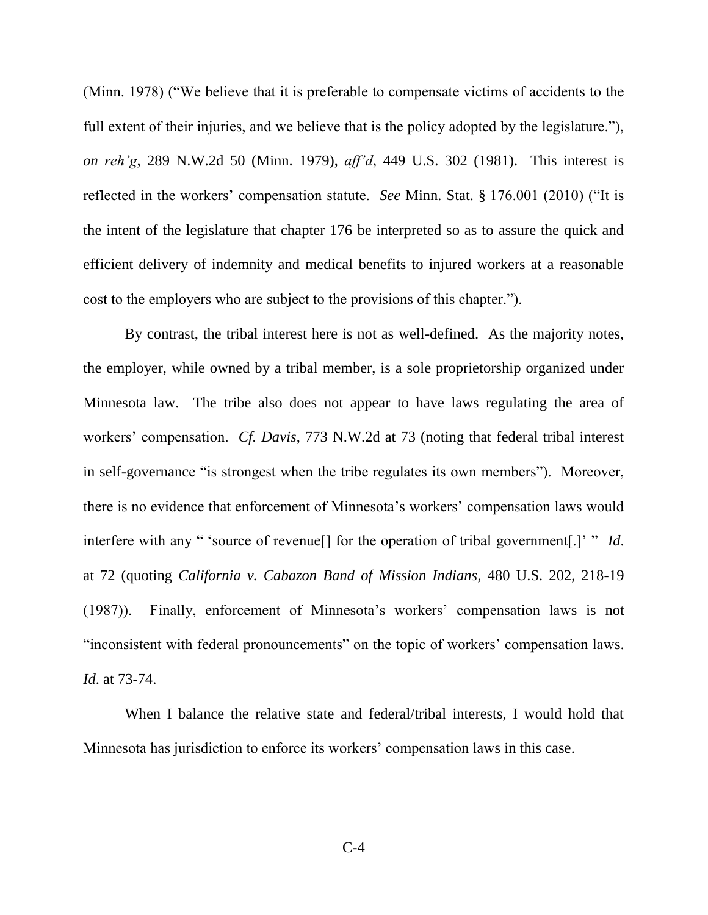(Minn. 1978) ("We believe that it is preferable to compensate victims of accidents to the full extent of their injuries, and we believe that is the policy adopted by the legislature."), *on reh'g*, 289 N.W.2d 50 (Minn. 1979), *aff'd*, 449 U.S. 302 (1981). This interest is reflected in the workers' compensation statute. *See* Minn. Stat. § 176.001 (2010) ("It is the intent of the legislature that chapter 176 be interpreted so as to assure the quick and efficient delivery of indemnity and medical benefits to injured workers at a reasonable cost to the employers who are subject to the provisions of this chapter.").

By contrast, the tribal interest here is not as well-defined. As the majority notes, the employer, while owned by a tribal member, is a sole proprietorship organized under Minnesota law. The tribe also does not appear to have laws regulating the area of workers' compensation. *Cf. Davis*, 773 N.W.2d at 73 (noting that federal tribal interest in self-governance "is strongest when the tribe regulates its own members"). Moreover, there is no evidence that enforcement of Minnesota's workers' compensation laws would interfere with any " 'source of revenue[] for the operation of tribal government[.]' " *Id*. at 72 (quoting *California v. Cabazon Band of Mission Indians*, 480 U.S. 202, 218-19 (1987)). Finally, enforcement of Minnesota's workers' compensation laws is not "inconsistent with federal pronouncements" on the topic of workers' compensation laws. *Id*. at 73-74.

When I balance the relative state and federal/tribal interests, I would hold that Minnesota has jurisdiction to enforce its workers' compensation laws in this case.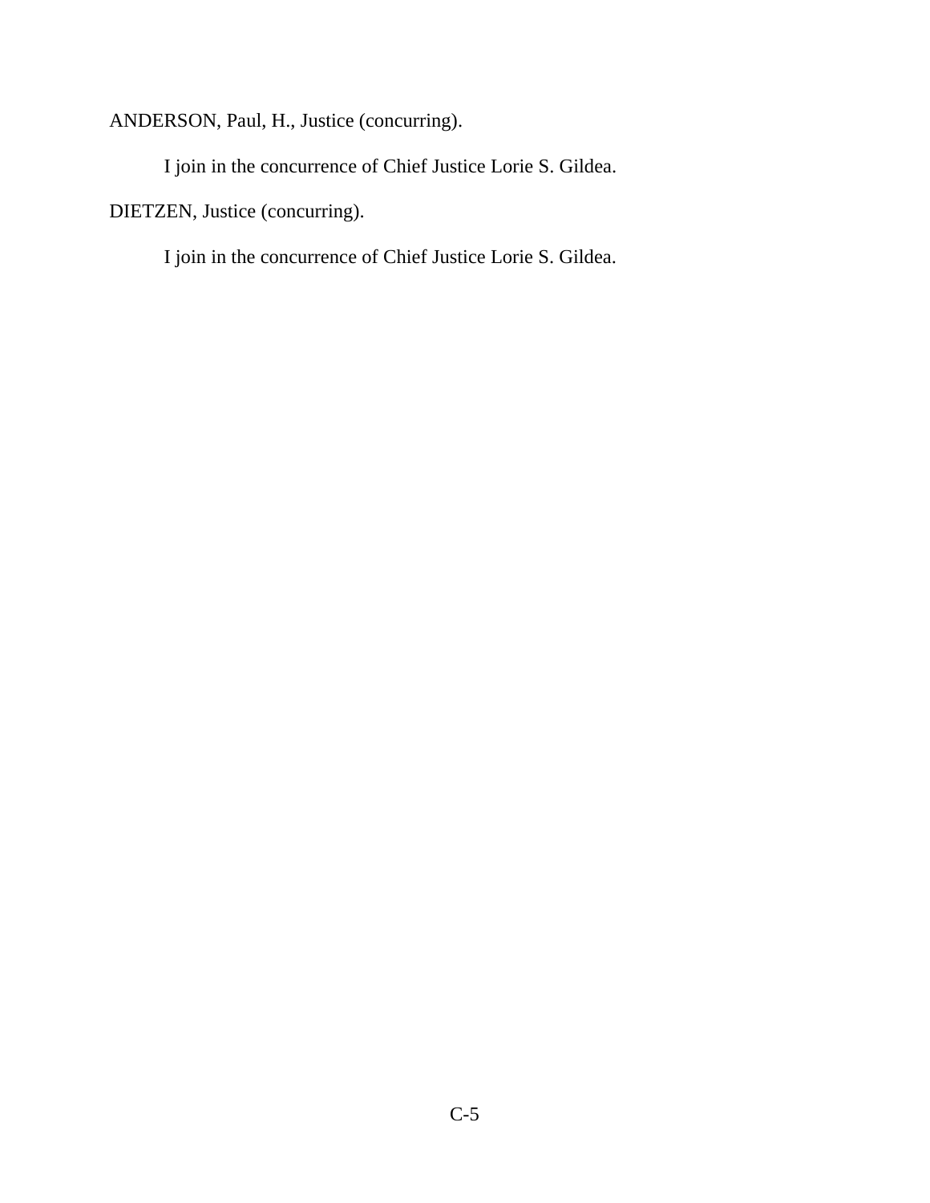ANDERSON, Paul, H., Justice (concurring).

I join in the concurrence of Chief Justice Lorie S. Gildea.

DIETZEN, Justice (concurring).

I join in the concurrence of Chief Justice Lorie S. Gildea.